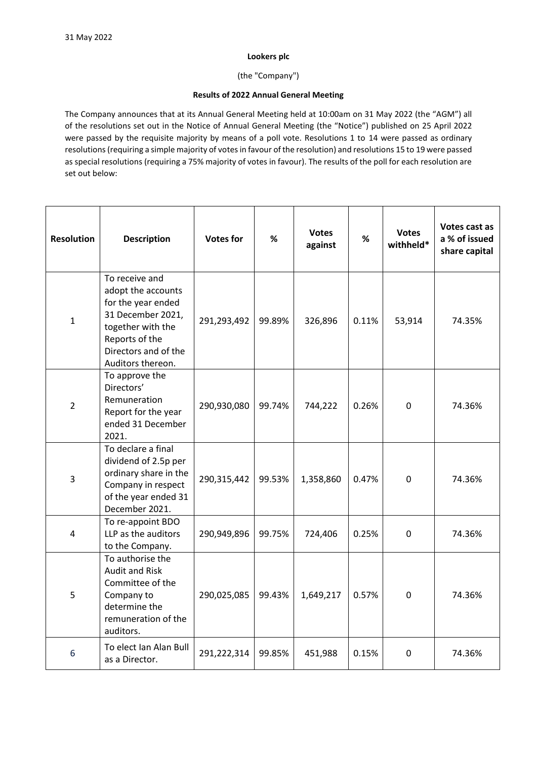31 May 2022

**Lookers plc**

(the "Company")

**Results of 2022 Annual General Meeting**

The Company announces that at its Annual General Meeting held at 10:00am on 31 May 2022 (the "AGM") all of the resolutions set out in the Notice of Annual General Meeting (the "Notice") published on 25 April 2022 were passed by the requisite majority by means of a poll vote. Resolutions 1 to 14 were passed as ordinary resolutions (requiring a simple majority of votes in favour of the resolution) and resolutions 15 to 19 were passed as special resolutions (requiring a 75% majority of votes in favour). The results of the poll for each resolution are set out below:

| Resolution | Description | Votes for | % | Votes against | % | Votes withheld* | Votes cast as a % of issued share capital |
|---|---|---|---|---|---|---|---|
| 1 | To receive and adopt the accounts for the year ended 31 December 2021, together with the Reports of the Directors and of the Auditors thereon. | 291,293,492 | 99.89% | 326,896 | 0.11% | 53,914 | 74.35% |
| 2 | To approve the Directors' Remuneration Report for the year ended 31 December 2021. | 290,930,080 | 99.74% | 744,222 | 0.26% | 0 | 74.36% |
| 3 | To declare a final dividend of 2.5p per ordinary share in the Company in respect of the year ended 31 December 2021. | 290,315,442 | 99.53% | 1,358,860 | 0.47% | 0 | 74.36% |
| 4 | To re-appoint BDO LLP as the auditors to the Company. | 290,949,896 | 99.75% | 724,406 | 0.25% | 0 | 74.36% |
| 5 | To authorise the Audit and Risk Committee of the Company to determine the remuneration of the auditors. | 290,025,085 | 99.43% | 1,649,217 | 0.57% | 0 | 74.36% |
| 6 | To elect Ian Alan Bull as a Director. | 291,222,314 | 99.85% | 451,988 | 0.15% | 0 | 74.36% |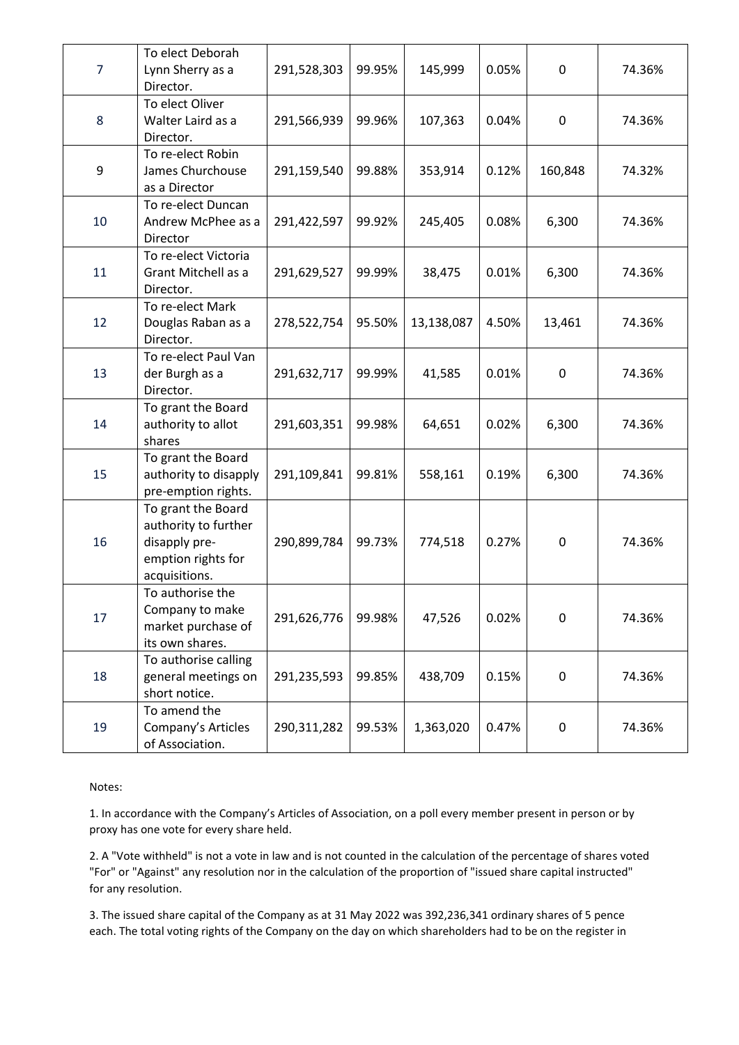| 7 | To elect Deborah Lynn Sherry as a Director. | 291,528,303 | 99.95% | 145,999 | 0.05% | 0 | 74.36% |
|---|---|---|---|---|---|---|---|
| 8 | To elect Oliver Walter Laird as a Director. | 291,566,939 | 99.96% | 107,363 | 0.04% | 0 | 74.36% |
| 9 | To re-elect Robin James Churchouse as a Director | 291,159,540 | 99.88% | 353,914 | 0.12% | 160,848 | 74.32% |
| 10 | To re-elect Duncan Andrew McPhee as a Director | 291,422,597 | 99.92% | 245,405 | 0.08% | 6,300 | 74.36% |
| 11 | To re-elect Victoria Grant Mitchell as a Director. | 291,629,527 | 99.99% | 38,475 | 0.01% | 6,300 | 74.36% |
| 12 | To re-elect Mark Douglas Raban as a Director. | 278,522,754 | 95.50% | 13,138,087 | 4.50% | 13,461 | 74.36% |
| 13 | To re-elect Paul Van der Burgh as a Director. | 291,632,717 | 99.99% | 41,585 | 0.01% | 0 | 74.36% |
| 14 | To grant the Board authority to allot shares | 291,603,351 | 99.98% | 64,651 | 0.02% | 6,300 | 74.36% |
| 15 | To grant the Board authority to disapply pre-emption rights. | 291,109,841 | 99.81% | 558,161 | 0.19% | 6,300 | 74.36% |
| 16 | To grant the Board authority to further disapply pre-emption rights for acquisitions. | 290,899,784 | 99.73% | 774,518 | 0.27% | 0 | 74.36% |
| 17 | To authorise the Company to make market purchase of its own shares. | 291,626,776 | 99.98% | 47,526 | 0.02% | 0 | 74.36% |
| 18 | To authorise calling general meetings on short notice. | 291,235,593 | 99.85% | 438,709 | 0.15% | 0 | 74.36% |
| 19 | To amend the Company's Articles of Association. | 290,311,282 | 99.53% | 1,363,020 | 0.47% | 0 | 74.36% |

Notes:

1. In accordance with the Company's Articles of Association, on a poll every member present in person or by proxy has one vote for every share held.

2. A "Vote withheld" is not a vote in law and is not counted in the calculation of the percentage of shares voted "For" or "Against" any resolution nor in the calculation of the proportion of "issued share capital instructed" for any resolution.

3. The issued share capital of the Company as at 31 May 2022 was 392,236,341 ordinary shares of 5 pence each. The total voting rights of the Company on the day on which shareholders had to be on the register in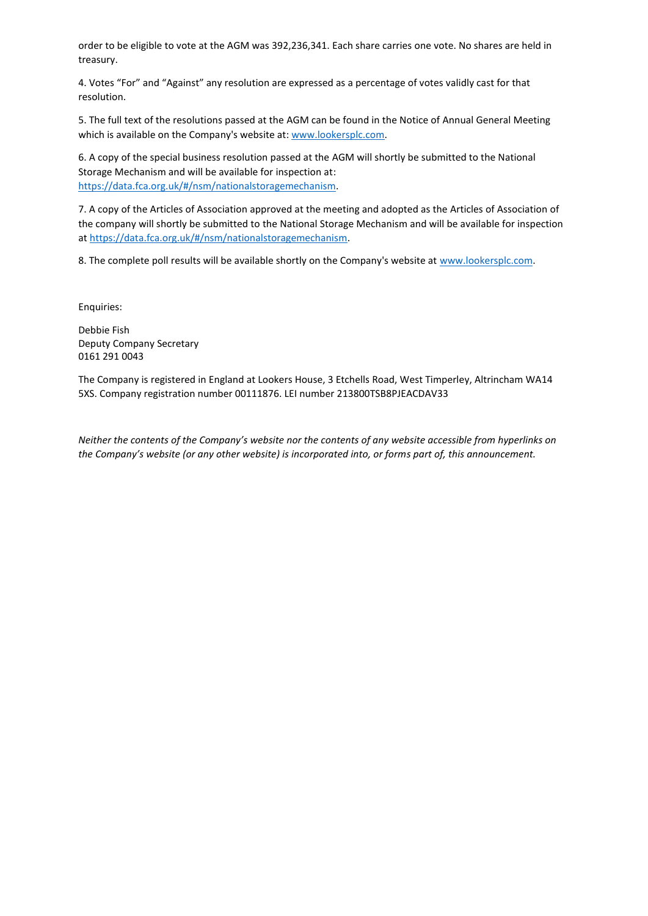order to be eligible to vote at the AGM was 392,236,341. Each share carries one vote. No shares are held in treasury.

4. Votes "For" and "Against" any resolution are expressed as a percentage of votes validly cast for that resolution.

5. The full text of the resolutions passed at the AGM can be found in the Notice of Annual General Meeting which is available on the Company's website at: www.lookersplc.com.

6. A copy of the special business resolution passed at the AGM will shortly be submitted to the National Storage Mechanism and will be available for inspection at: https://data.fca.org.uk/#/nsm/nationalstoragemechanism.

7. A copy of the Articles of Association approved at the meeting and adopted as the Articles of Association of the company will shortly be submitted to the National Storage Mechanism and will be available for inspection at https://data.fca.org.uk/#/nsm/nationalstoragemechanism.

8. The complete poll results will be available shortly on the Company's website at www.lookersplc.com.

Enquiries:

Debbie Fish
Deputy Company Secretary
0161 291 0043

The Company is registered in England at Lookers House, 3 Etchells Road, West Timperley, Altrincham WA14 5XS. Company registration number 00111876. LEI number 213800TSB8PJEACDAV33

*Neither the contents of the Company's website nor the contents of any website accessible from hyperlinks on the Company's website (or any other website) is incorporated into, or forms part of, this announcement.*